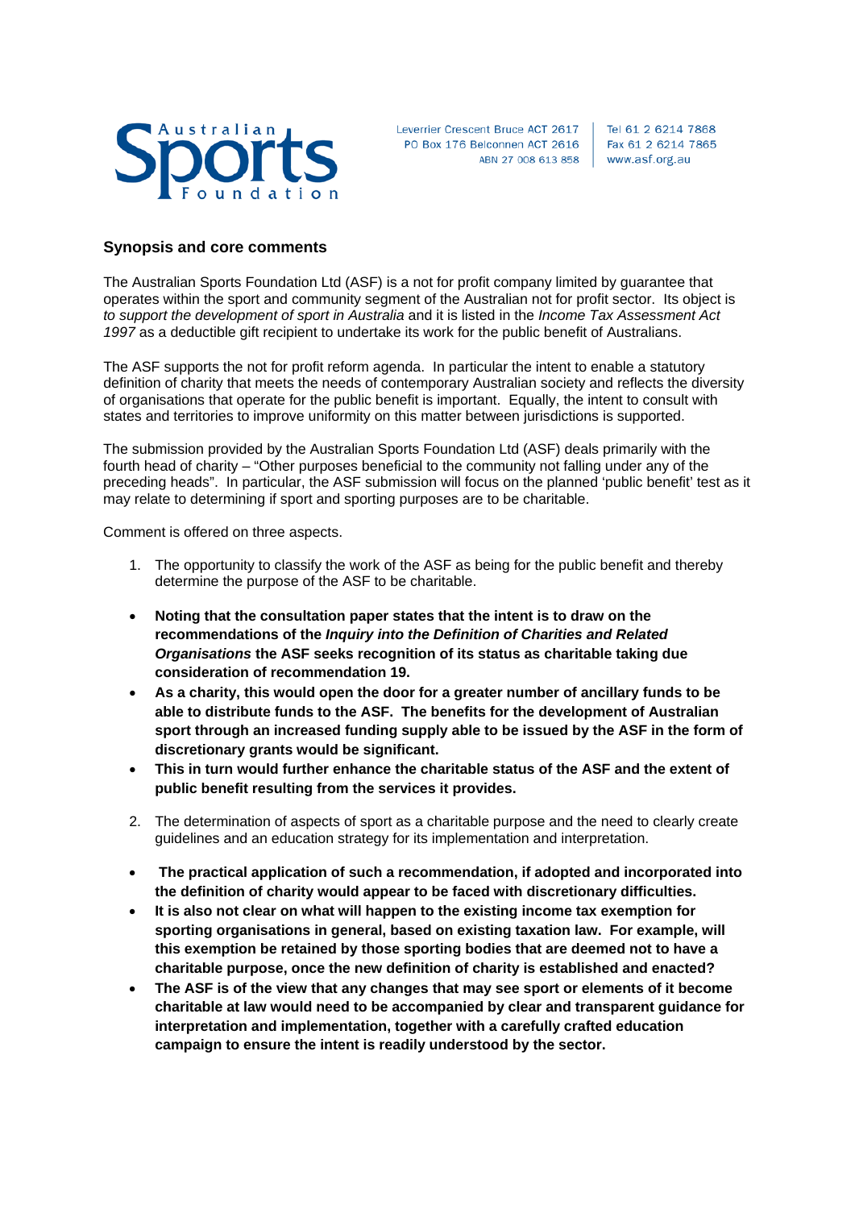Leverrier Crescent Bruce ACT 2617
PO Box 176 Belconnen ACT 2616
ABN 27 008 613 858

Tel 61 2 6214 7868
Fax 61 2 6214 7865
www.asf.org.au

### Synopsis and core comments

The Australian Sports Foundation Ltd (ASF) is a not for profit company limited by guarantee that operates within the sport and community segment of the Australian not for profit sector. Its object is *to support the development of sport in Australia* and it is listed in the *Income Tax Assessment Act 1997* as a deductible gift recipient to undertake its work for the public benefit of Australians.

The ASF supports the not for profit reform agenda. In particular the intent to enable a statutory definition of charity that meets the needs of contemporary Australian society and reflects the diversity of organisations that operate for the public benefit is important. Equally, the intent to consult with states and territories to improve uniformity on this matter between jurisdictions is supported.

The submission provided by the Australian Sports Foundation Ltd (ASF) deals primarily with the fourth head of charity – "Other purposes beneficial to the community not falling under any of the preceding heads". In particular, the ASF submission will focus on the planned 'public benefit' test as it may relate to determining if sport and sporting purposes are to be charitable.

Comment is offered on three aspects.

1. The opportunity to classify the work of the ASF as being for the public benefit and thereby determine the purpose of the ASF to be charitable.

- **Noting that the consultation paper states that the intent is to draw on the recommendations of the *Inquiry into the Definition of Charities and Related Organisations* the ASF seeks recognition of its status as charitable taking due consideration of recommendation 19.**
- **As a charity, this would open the door for a greater number of ancillary funds to be able to distribute funds to the ASF. The benefits for the development of Australian sport through an increased funding supply able to be issued by the ASF in the form of discretionary grants would be significant.**
- **This in turn would further enhance the charitable status of the ASF and the extent of public benefit resulting from the services it provides.**

2. The determination of aspects of sport as a charitable purpose and the need to clearly create guidelines and an education strategy for its implementation and interpretation.

- **The practical application of such a recommendation, if adopted and incorporated into the definition of charity would appear to be faced with discretionary difficulties.**
- **It is also not clear on what will happen to the existing income tax exemption for sporting organisations in general, based on existing taxation law. For example, will this exemption be retained by those sporting bodies that are deemed not to have a charitable purpose, once the new definition of charity is established and enacted?**
- **The ASF is of the view that any changes that may see sport or elements of it become charitable at law would need to be accompanied by clear and transparent guidance for interpretation and implementation, together with a carefully crafted education campaign to ensure the intent is readily understood by the sector.**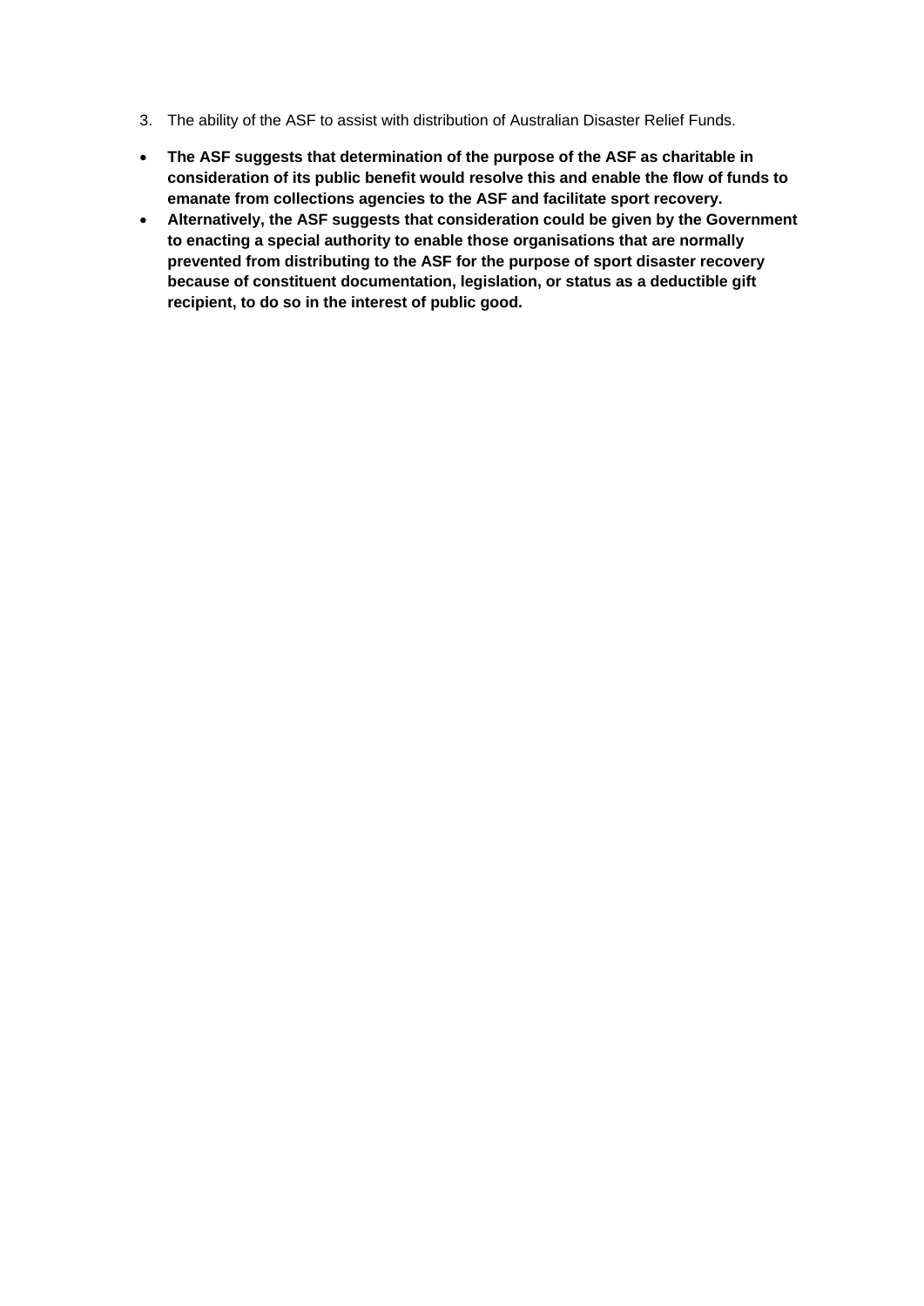3. The ability of the ASF to assist with distribution of Australian Disaster Relief Funds.

- **The ASF suggests that determination of the purpose of the ASF as charitable in consideration of its public benefit would resolve this and enable the flow of funds to emanate from collections agencies to the ASF and facilitate sport recovery.**
- **Alternatively, the ASF suggests that consideration could be given by the Government to enacting a special authority to enable those organisations that are normally prevented from distributing to the ASF for the purpose of sport disaster recovery because of constituent documentation, legislation, or status as a deductible gift recipient, to do so in the interest of public good.**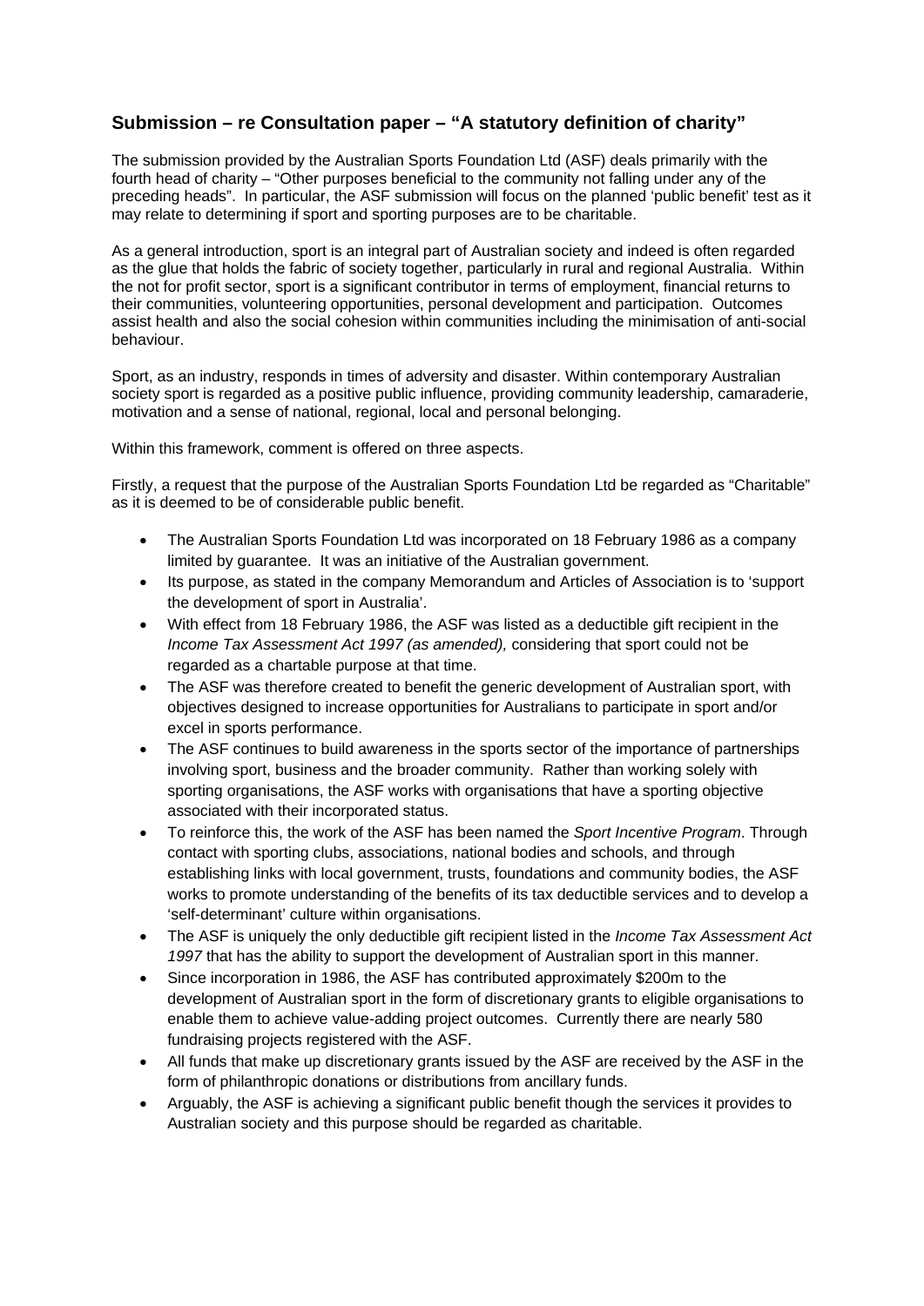## Submission – re Consultation paper – "A statutory definition of charity"

The submission provided by the Australian Sports Foundation Ltd (ASF) deals primarily with the fourth head of charity – "Other purposes beneficial to the community not falling under any of the preceding heads". In particular, the ASF submission will focus on the planned 'public benefit' test as it may relate to determining if sport and sporting purposes are to be charitable.

As a general introduction, sport is an integral part of Australian society and indeed is often regarded as the glue that holds the fabric of society together, particularly in rural and regional Australia. Within the not for profit sector, sport is a significant contributor in terms of employment, financial returns to their communities, volunteering opportunities, personal development and participation. Outcomes assist health and also the social cohesion within communities including the minimisation of anti-social behaviour.

Sport, as an industry, responds in times of adversity and disaster. Within contemporary Australian society sport is regarded as a positive public influence, providing community leadership, camaraderie, motivation and a sense of national, regional, local and personal belonging.

Within this framework, comment is offered on three aspects.

Firstly, a request that the purpose of the Australian Sports Foundation Ltd be regarded as "Charitable" as it is deemed to be of considerable public benefit.

- The Australian Sports Foundation Ltd was incorporated on 18 February 1986 as a company limited by guarantee. It was an initiative of the Australian government.
- Its purpose, as stated in the company Memorandum and Articles of Association is to 'support the development of sport in Australia'.
- With effect from 18 February 1986, the ASF was listed as a deductible gift recipient in the *Income Tax Assessment Act 1997 (as amended),* considering that sport could not be regarded as a chartable purpose at that time.
- The ASF was therefore created to benefit the generic development of Australian sport, with objectives designed to increase opportunities for Australians to participate in sport and/or excel in sports performance.
- The ASF continues to build awareness in the sports sector of the importance of partnerships involving sport, business and the broader community. Rather than working solely with sporting organisations, the ASF works with organisations that have a sporting objective associated with their incorporated status.
- To reinforce this, the work of the ASF has been named the *Sport Incentive Program*. Through contact with sporting clubs, associations, national bodies and schools, and through establishing links with local government, trusts, foundations and community bodies, the ASF works to promote understanding of the benefits of its tax deductible services and to develop a 'self-determinant' culture within organisations.
- The ASF is uniquely the only deductible gift recipient listed in the *Income Tax Assessment Act 1997* that has the ability to support the development of Australian sport in this manner.
- Since incorporation in 1986, the ASF has contributed approximately $200m to the development of Australian sport in the form of discretionary grants to eligible organisations to enable them to achieve value-adding project outcomes. Currently there are nearly 580 fundraising projects registered with the ASF.
- All funds that make up discretionary grants issued by the ASF are received by the ASF in the form of philanthropic donations or distributions from ancillary funds.
- Arguably, the ASF is achieving a significant public benefit though the services it provides to Australian society and this purpose should be regarded as charitable.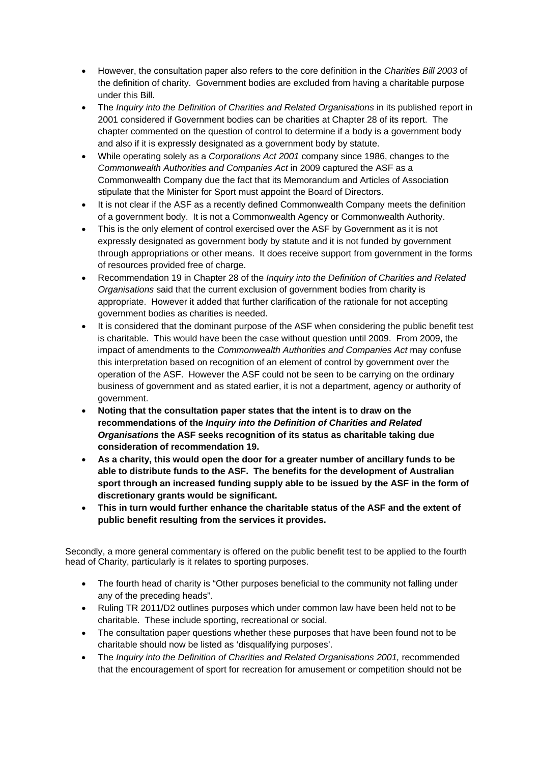- However, the consultation paper also refers to the core definition in the *Charities Bill 2003* of the definition of charity. Government bodies are excluded from having a charitable purpose under this Bill.
- The *Inquiry into the Definition of Charities and Related Organisations* in its published report in 2001 considered if Government bodies can be charities at Chapter 28 of its report. The chapter commented on the question of control to determine if a body is a government body and also if it is expressly designated as a government body by statute.
- While operating solely as a *Corporations Act 2001* company since 1986, changes to the *Commonwealth Authorities and Companies Act* in 2009 captured the ASF as a Commonwealth Company due the fact that its Memorandum and Articles of Association stipulate that the Minister for Sport must appoint the Board of Directors.
- It is not clear if the ASF as a recently defined Commonwealth Company meets the definition of a government body. It is not a Commonwealth Agency or Commonwealth Authority.
- This is the only element of control exercised over the ASF by Government as it is not expressly designated as government body by statute and it is not funded by government through appropriations or other means. It does receive support from government in the forms of resources provided free of charge.
- Recommendation 19 in Chapter 28 of the *Inquiry into the Definition of Charities and Related Organisations* said that the current exclusion of government bodies from charity is appropriate. However it added that further clarification of the rationale for not accepting government bodies as charities is needed.
- It is considered that the dominant purpose of the ASF when considering the public benefit test is charitable. This would have been the case without question until 2009. From 2009, the impact of amendments to the *Commonwealth Authorities and Companies Act* may confuse this interpretation based on recognition of an element of control by government over the operation of the ASF. However the ASF could not be seen to be carrying on the ordinary business of government and as stated earlier, it is not a department, agency or authority of government.
- **Noting that the consultation paper states that the intent is to draw on the recommendations of the *Inquiry into the Definition of Charities and Related Organisations* the ASF seeks recognition of its status as charitable taking due consideration of recommendation 19.**
- **As a charity, this would open the door for a greater number of ancillary funds to be able to distribute funds to the ASF. The benefits for the development of Australian sport through an increased funding supply able to be issued by the ASF in the form of discretionary grants would be significant.**
- **This in turn would further enhance the charitable status of the ASF and the extent of public benefit resulting from the services it provides.**

Secondly, a more general commentary is offered on the public benefit test to be applied to the fourth head of Charity, particularly is it relates to sporting purposes.

- The fourth head of charity is "Other purposes beneficial to the community not falling under any of the preceding heads".
- Ruling TR 2011/D2 outlines purposes which under common law have been held not to be charitable. These include sporting, recreational or social.
- The consultation paper questions whether these purposes that have been found not to be charitable should now be listed as 'disqualifying purposes'.
- The *Inquiry into the Definition of Charities and Related Organisations 2001,* recommended that the encouragement of sport for recreation for amusement or competition should not be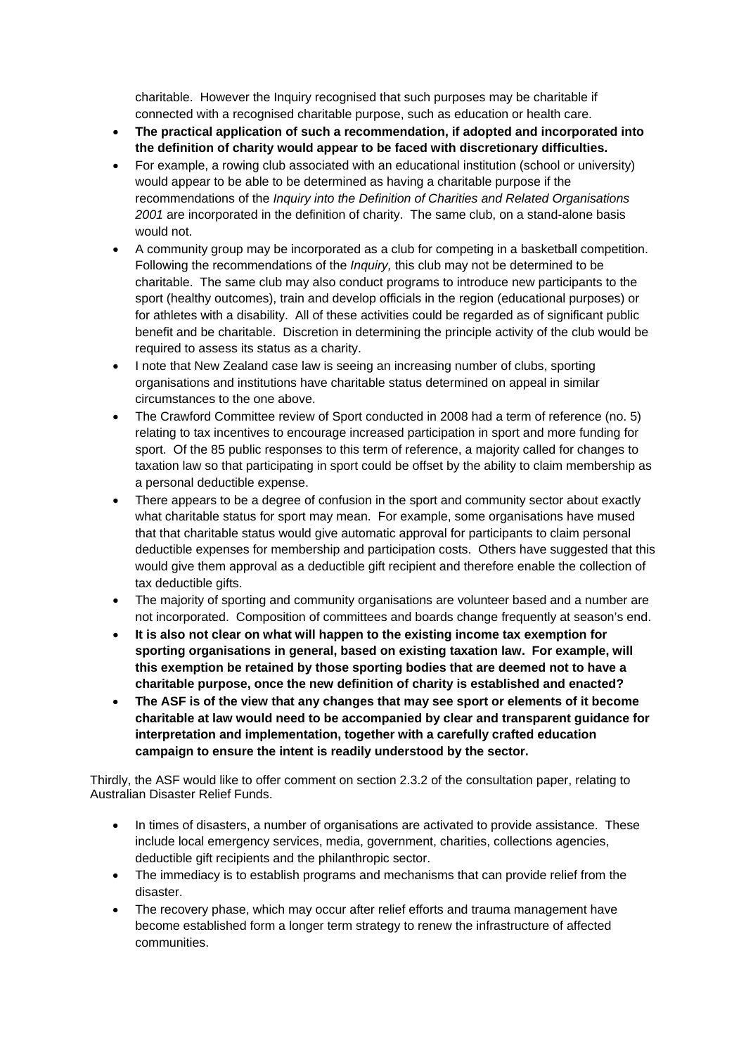charitable. However the Inquiry recognised that such purposes may be charitable if connected with a recognised charitable purpose, such as education or health care.

- **The practical application of such a recommendation, if adopted and incorporated into the definition of charity would appear to be faced with discretionary difficulties.**
- For example, a rowing club associated with an educational institution (school or university) would appear to be able to be determined as having a charitable purpose if the recommendations of the *Inquiry into the Definition of Charities and Related Organisations 2001* are incorporated in the definition of charity. The same club, on a stand-alone basis would not.
- A community group may be incorporated as a club for competing in a basketball competition. Following the recommendations of the *Inquiry,* this club may not be determined to be charitable. The same club may also conduct programs to introduce new participants to the sport (healthy outcomes), train and develop officials in the region (educational purposes) or for athletes with a disability. All of these activities could be regarded as of significant public benefit and be charitable. Discretion in determining the principle activity of the club would be required to assess its status as a charity.
- I note that New Zealand case law is seeing an increasing number of clubs, sporting organisations and institutions have charitable status determined on appeal in similar circumstances to the one above.
- The Crawford Committee review of Sport conducted in 2008 had a term of reference (no. 5) relating to tax incentives to encourage increased participation in sport and more funding for sport. Of the 85 public responses to this term of reference, a majority called for changes to taxation law so that participating in sport could be offset by the ability to claim membership as a personal deductible expense.
- There appears to be a degree of confusion in the sport and community sector about exactly what charitable status for sport may mean. For example, some organisations have mused that that charitable status would give automatic approval for participants to claim personal deductible expenses for membership and participation costs. Others have suggested that this would give them approval as a deductible gift recipient and therefore enable the collection of tax deductible gifts.
- The majority of sporting and community organisations are volunteer based and a number are not incorporated. Composition of committees and boards change frequently at season's end.
- **It is also not clear on what will happen to the existing income tax exemption for sporting organisations in general, based on existing taxation law. For example, will this exemption be retained by those sporting bodies that are deemed not to have a charitable purpose, once the new definition of charity is established and enacted?**
- **The ASF is of the view that any changes that may see sport or elements of it become charitable at law would need to be accompanied by clear and transparent guidance for interpretation and implementation, together with a carefully crafted education campaign to ensure the intent is readily understood by the sector.**

Thirdly, the ASF would like to offer comment on section 2.3.2 of the consultation paper, relating to Australian Disaster Relief Funds.

- In times of disasters, a number of organisations are activated to provide assistance. These include local emergency services, media, government, charities, collections agencies, deductible gift recipients and the philanthropic sector.
- The immediacy is to establish programs and mechanisms that can provide relief from the disaster.
- The recovery phase, which may occur after relief efforts and trauma management have become established form a longer term strategy to renew the infrastructure of affected communities.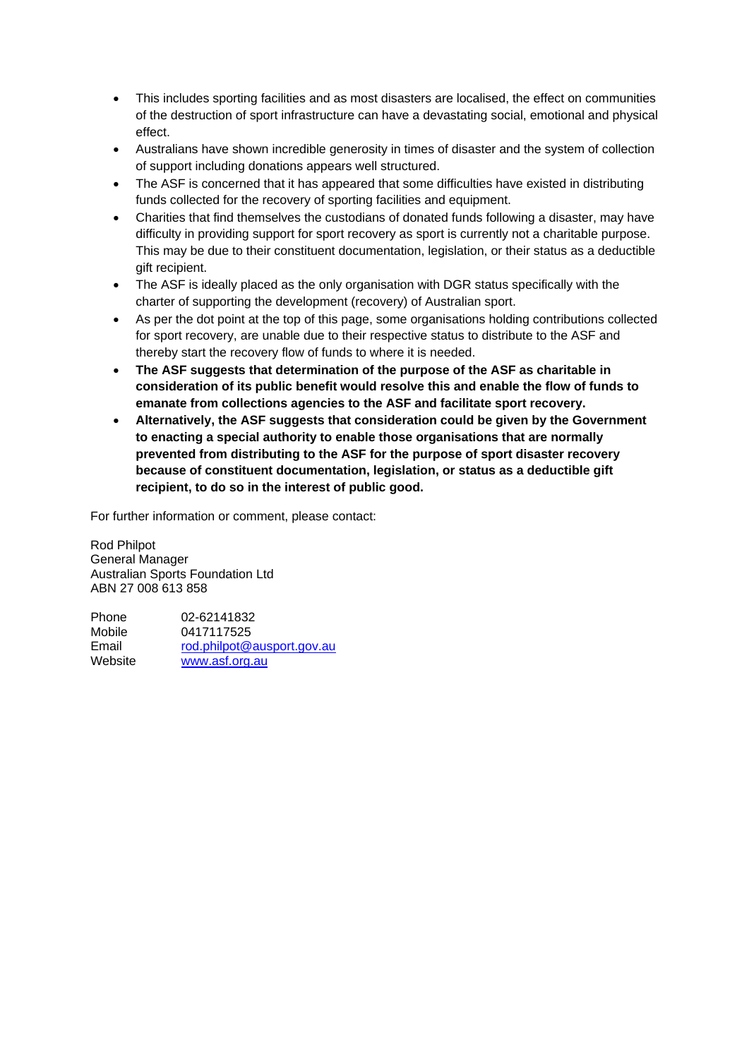- This includes sporting facilities and as most disasters are localised, the effect on communities of the destruction of sport infrastructure can have a devastating social, emotional and physical effect.
- Australians have shown incredible generosity in times of disaster and the system of collection of support including donations appears well structured.
- The ASF is concerned that it has appeared that some difficulties have existed in distributing funds collected for the recovery of sporting facilities and equipment.
- Charities that find themselves the custodians of donated funds following a disaster, may have difficulty in providing support for sport recovery as sport is currently not a charitable purpose. This may be due to their constituent documentation, legislation, or their status as a deductible gift recipient.
- The ASF is ideally placed as the only organisation with DGR status specifically with the charter of supporting the development (recovery) of Australian sport.
- As per the dot point at the top of this page, some organisations holding contributions collected for sport recovery, are unable due to their respective status to distribute to the ASF and thereby start the recovery flow of funds to where it is needed.
- **The ASF suggests that determination of the purpose of the ASF as charitable in consideration of its public benefit would resolve this and enable the flow of funds to emanate from collections agencies to the ASF and facilitate sport recovery.**
- **Alternatively, the ASF suggests that consideration could be given by the Government to enacting a special authority to enable those organisations that are normally prevented from distributing to the ASF for the purpose of sport disaster recovery because of constituent documentation, legislation, or status as a deductible gift recipient, to do so in the interest of public good.**

For further information or comment, please contact:

Rod Philpot
General Manager
Australian Sports Foundation Ltd
ABN 27 008 613 858

| | |
|---|---|
| Phone | 02-62141832 |
| Mobile | 0417117525 |
| Email | rod.philpot@ausport.gov.au |
| Website | www.asf.org.au |